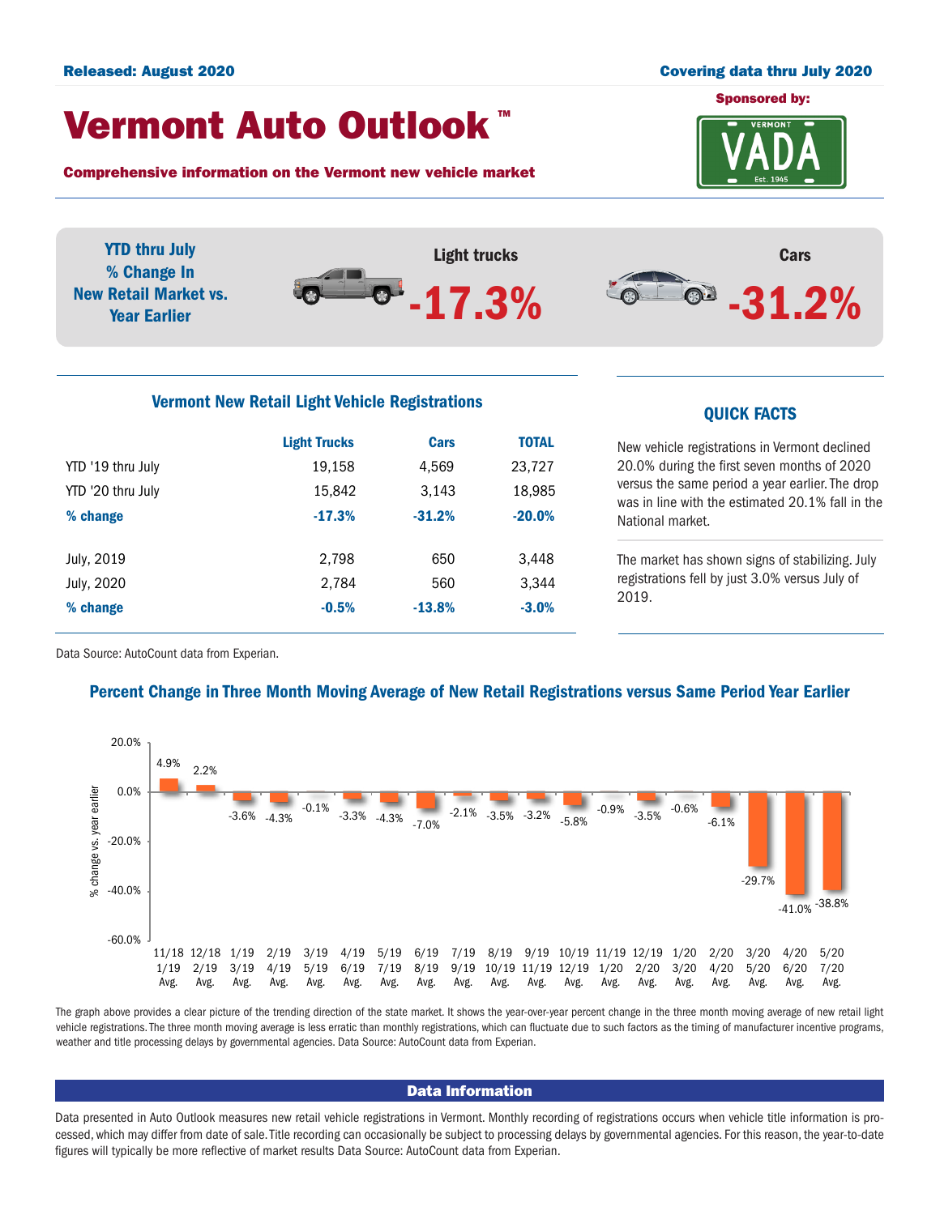**Released: August 2020** | **Covering data thru July 2020**

# Vermont Auto Outlook™

**Sponsored by:** VADA

**Comprehensive information on the Vermont new vehicle market**

**YTD thru July % Change In New Retail Market vs. Year Earlier**

**Light trucks** -17.3%

**Cars** -31.2%

## Vermont New Retail Light Vehicle Registrations

| | Light Trucks | Cars | TOTAL |
|---|---|---|---|
| YTD '19 thru July | 19,158 | 4,569 | 23,727 |
| YTD '20 thru July | 15,842 | 3,143 | 18,985 |
| **% change** | **-17.3%** | **-31.2%** | **-20.0%** |
| July, 2019 | 2,798 | 650 | 3,448 |
| July, 2020 | 2,784 | 560 | 3,344 |
| **% change** | **-0.5%** | **-13.8%** | **-3.0%** |

Data Source: AutoCount data from Experian.

## QUICK FACTS

New vehicle registrations in Vermont declined 20.0% during the first seven months of 2020 versus the same period a year earlier. The drop was in line with the estimated 20.1% fall in the National market.

The market has shown signs of stabilizing. July registrations fell by just 3.0% versus July of 2019.

## Percent Change in Three Month Moving Average of New Retail Registrations versus Same Period Year Earlier

| Period | % change vs. year earlier |
|---|---|
| 11/18 1/19 Avg. | 4.9% |
| 12/18 2/19 Avg. | 2.2% |
| 1/19 3/19 Avg. | -3.6% |
| 2/19 4/19 Avg. | -4.3% |
| 3/19 5/19 Avg. | -0.1% |
| 4/19 6/19 Avg. | -3.3% |
| 5/19 7/19 Avg. | -4.3% |
| 6/19 8/19 Avg. | -7.0% |
| 7/19 9/19 Avg. | -2.1% |
| 8/19 10/19 Avg. | -3.5% |
| 9/19 11/19 Avg. | -3.2% |
| 10/19 12/19 Avg. | -5.8% |
| 11/19 1/20 Avg. | -0.9% |
| 12/19 2/20 Avg. | -3.5% |
| 1/20 3/20 Avg. | -0.6% |
| 2/20 4/20 Avg. | -6.1% |
| 3/20 5/20 Avg. | -29.7% |
| 4/20 6/20 Avg. | -41.0% |
| 5/20 7/20 Avg. | -38.8% |

The graph above provides a clear picture of the trending direction of the state market. It shows the year-over-year percent change in the three month moving average of new retail light vehicle registrations. The three month moving average is less erratic than monthly registrations, which can fluctuate due to such factors as the timing of manufacturer incentive programs, weather and title processing delays by governmental agencies. Data Source: AutoCount data from Experian.

## Data Information

Data presented in Auto Outlook measures new retail vehicle registrations in Vermont. Monthly recording of registrations occurs when vehicle title information is processed, which may differ from date of sale. Title recording can occasionally be subject to processing delays by governmental agencies. For this reason, the year-to-date figures will typically be more reflective of market results Data Source: AutoCount data from Experian.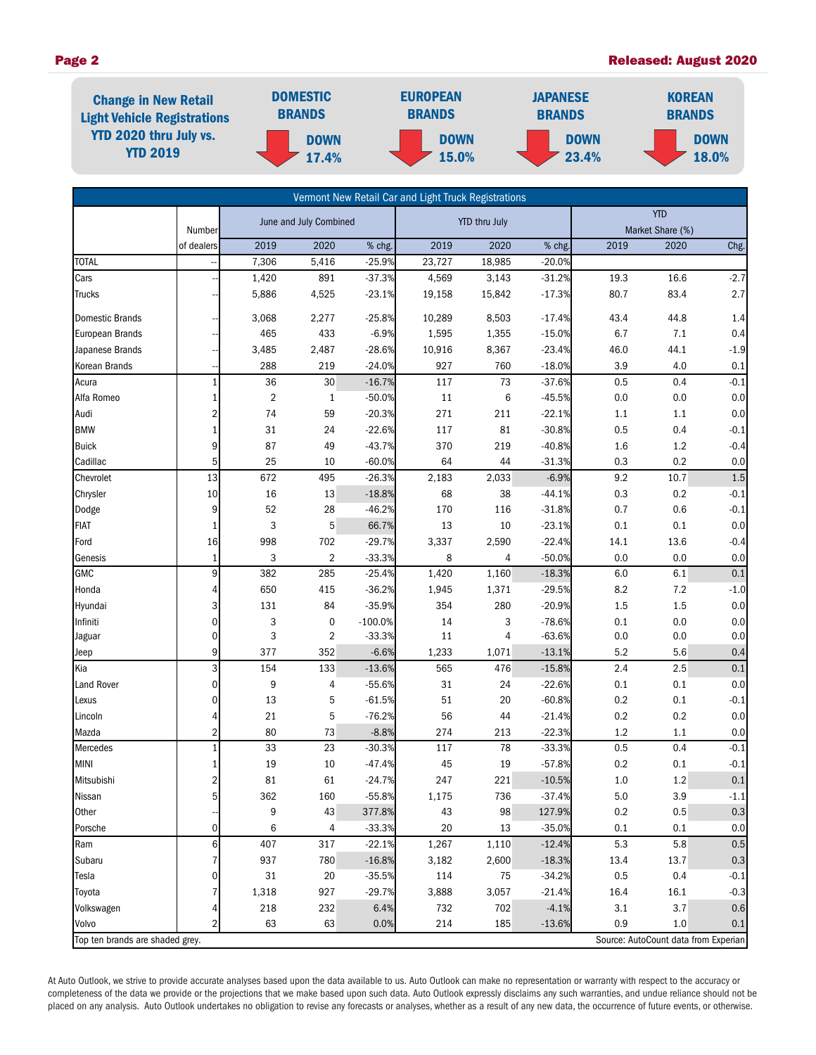**Change in New Retail Light Vehicle Registrations YTD 2020 thru July vs. YTD 2019**

| DOMESTIC BRANDS | EUROPEAN BRANDS | JAPANESE BRANDS | KOREAN BRANDS |
|---|---|---|---|
| DOWN 17.4% | DOWN 15.0% | DOWN 23.4% | DOWN 18.0% |

**Vermont New Retail Car and Light Truck Registrations**

| | Number of dealers | June and July Combined | | | YTD thru July | | | YTD Market Share (%) | | |
|---|---|---|---|---|---|---|---|---|---|---|
| | | 2019 | 2020 | % chg. | 2019 | 2020 | % chg. | 2019 | 2020 | Chg. |
| TOTAL | -- | 7,306 | 5,416 | -25.9% | 23,727 | 18,985 | -20.0% | | | |
| Cars | -- | 1,420 | 891 | -37.3% | 4,569 | 3,143 | -31.2% | 19.3 | 16.6 | -2.7 |
| Trucks | -- | 5,886 | 4,525 | -23.1% | 19,158 | 15,842 | -17.3% | 80.7 | 83.4 | 2.7 |
| Domestic Brands | -- | 3,068 | 2,277 | -25.8% | 10,289 | 8,503 | -17.4% | 43.4 | 44.8 | 1.4 |
| European Brands | -- | 465 | 433 | -6.9% | 1,595 | 1,355 | -15.0% | 6.7 | 7.1 | 0.4 |
| Japanese Brands | -- | 3,485 | 2,487 | -28.6% | 10,916 | 8,367 | -23.4% | 46.0 | 44.1 | -1.9 |
| Korean Brands | -- | 288 | 219 | -24.0% | 927 | 760 | -18.0% | 3.9 | 4.0 | 0.1 |
| Acura | 1 | 36 | 30 | -16.7% | 117 | 73 | -37.6% | 0.5 | 0.4 | -0.1 |
| Alfa Romeo | 1 | 2 | 1 | -50.0% | 11 | 6 | -45.5% | 0.0 | 0.0 | 0.0 |
| Audi | 2 | 74 | 59 | -20.3% | 271 | 211 | -22.1% | 1.1 | 1.1 | 0.0 |
| BMW | 1 | 31 | 24 | -22.6% | 117 | 81 | -30.8% | 0.5 | 0.4 | -0.1 |
| Buick | 9 | 87 | 49 | -43.7% | 370 | 219 | -40.8% | 1.6 | 1.2 | -0.4 |
| Cadillac | 5 | 25 | 10 | -60.0% | 64 | 44 | -31.3% | 0.3 | 0.2 | 0.0 |
| Chevrolet | 13 | 672 | 495 | -26.3% | 2,183 | 2,033 | -6.9% | 9.2 | 10.7 | 1.5 |
| Chrysler | 10 | 16 | 13 | -18.8% | 68 | 38 | -44.1% | 0.3 | 0.2 | -0.1 |
| Dodge | 9 | 52 | 28 | -46.2% | 170 | 116 | -31.8% | 0.7 | 0.6 | -0.1 |
| FIAT | 1 | 3 | 5 | 66.7% | 13 | 10 | -23.1% | 0.1 | 0.1 | 0.0 |
| Ford | 16 | 998 | 702 | -29.7% | 3,337 | 2,590 | -22.4% | 14.1 | 13.6 | -0.4 |
| Genesis | 1 | 3 | 2 | -33.3% | 8 | 4 | -50.0% | 0.0 | 0.0 | 0.0 |
| GMC | 9 | 382 | 285 | -25.4% | 1,420 | 1,160 | -18.3% | 6.0 | 6.1 | 0.1 |
| Honda | 4 | 650 | 415 | -36.2% | 1,945 | 1,371 | -29.5% | 8.2 | 7.2 | -1.0 |
| Hyundai | 3 | 131 | 84 | -35.9% | 354 | 280 | -20.9% | 1.5 | 1.5 | 0.0 |
| Infiniti | 0 | 3 | 0 | -100.0% | 14 | 3 | -78.6% | 0.1 | 0.0 | 0.0 |
| Jaguar | 0 | 3 | 2 | -33.3% | 11 | 4 | -63.6% | 0.0 | 0.0 | 0.0 |
| Jeep | 9 | 377 | 352 | -6.6% | 1,233 | 1,071 | -13.1% | 5.2 | 5.6 | 0.4 |
| Kia | 3 | 154 | 133 | -13.6% | 565 | 476 | -15.8% | 2.4 | 2.5 | 0.1 |
| Land Rover | 0 | 9 | 4 | -55.6% | 31 | 24 | -22.6% | 0.1 | 0.1 | 0.0 |
| Lexus | 0 | 13 | 5 | -61.5% | 51 | 20 | -60.8% | 0.2 | 0.1 | -0.1 |
| Lincoln | 4 | 21 | 5 | -76.2% | 56 | 44 | -21.4% | 0.2 | 0.2 | 0.0 |
| Mazda | 2 | 80 | 73 | -8.8% | 274 | 213 | -22.3% | 1.2 | 1.1 | 0.0 |
| Mercedes | 1 | 33 | 23 | -30.3% | 117 | 78 | -33.3% | 0.5 | 0.4 | -0.1 |
| MINI | 1 | 19 | 10 | -47.4% | 45 | 19 | -57.8% | 0.2 | 0.1 | -0.1 |
| Mitsubishi | 2 | 81 | 61 | -24.7% | 247 | 221 | -10.5% | 1.0 | 1.2 | 0.1 |
| Nissan | 5 | 362 | 160 | -55.8% | 1,175 | 736 | -37.4% | 5.0 | 3.9 | -1.1 |
| Other | -- | 9 | 43 | 377.8% | 43 | 98 | 127.9% | 0.2 | 0.5 | 0.3 |
| Porsche | 0 | 6 | 4 | -33.3% | 20 | 13 | -35.0% | 0.1 | 0.1 | 0.0 |
| Ram | 6 | 407 | 317 | -22.1% | 1,267 | 1,110 | -12.4% | 5.3 | 5.8 | 0.5 |
| Subaru | 7 | 937 | 780 | -16.8% | 3,182 | 2,600 | -18.3% | 13.4 | 13.7 | 0.3 |
| Tesla | 0 | 31 | 20 | -35.5% | 114 | 75 | -34.2% | 0.5 | 0.4 | -0.1 |
| Toyota | 7 | 1,318 | 927 | -29.7% | 3,888 | 3,057 | -21.4% | 16.4 | 16.1 | -0.3 |
| Volkswagen | 4 | 218 | 232 | 6.4% | 732 | 702 | -4.1% | 3.1 | 3.7 | 0.6 |
| Volvo | 2 | 63 | 63 | 0.0% | 214 | 185 | -13.6% | 0.9 | 1.0 | 0.1 |

Top ten brands are shaded grey. Source: AutoCount data from Experian

At Auto Outlook, we strive to provide accurate analyses based upon the data available to us. Auto Outlook can make no representation or warranty with respect to the accuracy or completeness of the data we provide or the projections that we make based upon such data. Auto Outlook expressly disclaims any such warranties, and undue reliance should not be placed on any analysis. Auto Outlook undertakes no obligation to revise any forecasts or analyses, whether as a result of any new data, the occurrence of future events, or otherwise.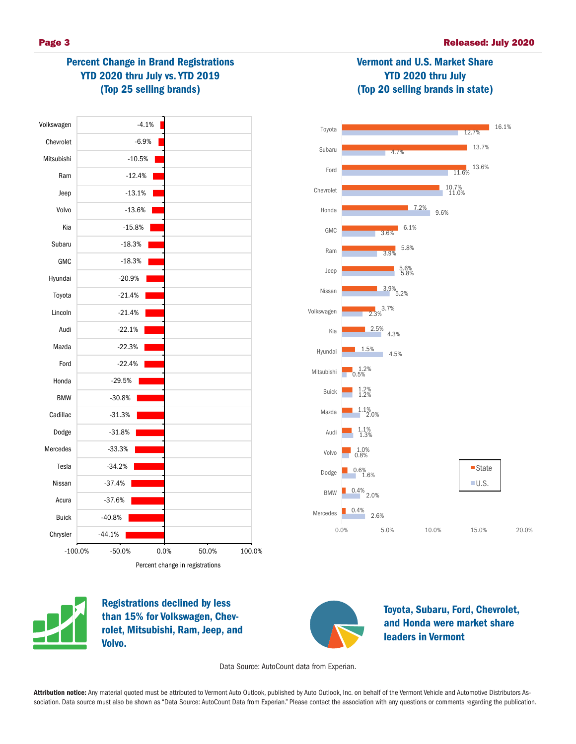## Percent Change in Brand Registrations YTD 2020 thru July vs. YTD 2019 (Top 25 selling brands)

| Brand | Percent change in registrations |
|---|---|
| Volkswagen | -4.1% |
| Chevrolet | -6.9% |
| Mitsubishi | -10.5% |
| Ram | -12.4% |
| Jeep | -13.1% |
| Volvo | -13.6% |
| Kia | -15.8% |
| Subaru | -18.3% |
| GMC | -18.3% |
| Hyundai | -20.9% |
| Toyota | -21.4% |
| Lincoln | -21.4% |
| Audi | -22.1% |
| Mazda | -22.3% |
| Ford | -22.4% |
| Honda | -29.5% |
| BMW | -30.8% |
| Cadillac | -31.3% |
| Dodge | -31.8% |
| Mercedes | -33.3% |
| Tesla | -34.2% |
| Nissan | -37.4% |
| Acura | -37.6% |
| Buick | -40.8% |
| Chrysler | -44.1% |

## Vermont and U.S. Market Share YTD 2020 thru July (Top 20 selling brands in state)

| Brand | State | U.S. |
|---|---|---|
| Toyota | 16.1% | 12.7% |
| Subaru | 13.7% | 4.7% |
| Ford | 13.6% | 11.6% |
| Chevrolet | 10.7% | 11.0% |
| Honda | 7.2% | 9.6% |
| GMC | 6.1% | 3.6% |
| Ram | 5.8% | 3.9% |
| Jeep | 5.6% | 5.8% |
| Nissan | 3.9% | 5.2% |
| Volkswagen | 3.7% | 2.3% |
| Kia | 2.5% | 4.3% |
| Hyundai | 1.5% | 4.5% |
| Mitsubishi | 1.2% | 0.5% |
| Buick | 1.2% | 1.2% |
| Mazda | 1.1% | 2.0% |
| Audi | 1.1% | 1.3% |
| Volvo | 1.0% | 0.8% |
| Dodge | 0.6% | 1.6% |
| BMW | 0.4% | 2.0% |
| Mercedes | 0.4% | 2.6% |

**Registrations declined by less than 15% for Volkswagen, Chevrolet, Mitsubishi, Ram, Jeep, and Volvo.**

**Toyota, Subaru, Ford, Chevrolet, and Honda were market share leaders in Vermont**

Data Source: AutoCount data from Experian.

**Attribution notice:** Any material quoted must be attributed to Vermont Auto Outlook, published by Auto Outlook, Inc. on behalf of the Vermont Vehicle and Automotive Distributors Association. Data source must also be shown as "Data Source: AutoCount Data from Experian." Please contact the association with any questions or comments regarding the publication.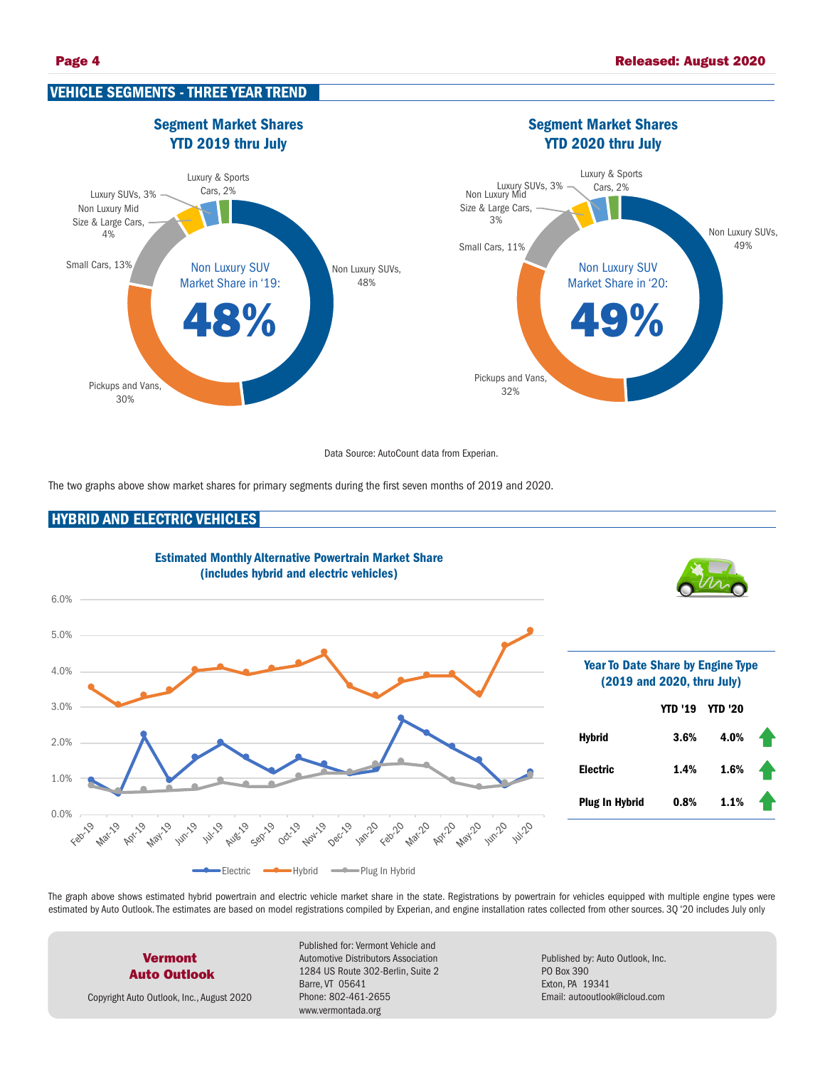## VEHICLE SEGMENTS - THREE YEAR TREND

### Segment Market Shares YTD 2019 thru July

Luxury & Sports Cars, 2%
Luxury SUVs, 3%
Non Luxury Mid Size & Large Cars, 4%
Small Cars, 13%
Non Luxury SUVs, 48%
Pickups and Vans, 30%

Non Luxury SUV Market Share in '19:
48%

### Segment Market Shares YTD 2020 thru July

Luxury & Sports Cars, 2%
Luxury SUVs, 3%
Non Luxury Mid Size & Large Cars, 3%
Small Cars, 11%
Non Luxury SUVs, 49%
Pickups and Vans, 32%

Non Luxury SUV Market Share in '20:
49%

Data Source: AutoCount data from Experian.

The two graphs above show market shares for primary segments during the first seven months of 2019 and 2020.

## HYBRID AND ELECTRIC VEHICLES

### Estimated Monthly Alternative Powertrain Market Share (includes hybrid and electric vehicles)

6.0%
5.0%
4.0%
3.0%
2.0%
1.0%
0.0%

Feb-19, Mar-19, Apr-19, May-19, Jun-19, Jul-19, Aug-19, Sep-19, Oct-19, Nov-19, Dec-19, Jan-20, Feb-20, Mar-20, Apr-20, May-20, Jun-20, Jul-20

Electric, Hybrid, Plug In Hybrid

### Year To Date Share by Engine Type (2019 and 2020, thru July)

| | YTD '19 | YTD '20 |
|---|---|---|
| Hybrid | 3.6% | 4.0% |
| Electric | 1.4% | 1.6% |
| Plug In Hybrid | 0.8% | 1.1% |

The graph above shows estimated hybrid powertrain and electric vehicle market share in the state. Registrations by powertrain for vehicles equipped with multiple engine types were estimated by Auto Outlook. The estimates are based on model registrations compiled by Experian, and engine installation rates collected from other sources. 3Q '20 includes July only

**Vermont Auto Outlook**

Copyright Auto Outlook, Inc., August 2020

Published for: Vermont Vehicle and Automotive Distributors Association
1284 US Route 302-Berlin, Suite 2
Barre, VT 05641
Phone: 802-461-2655
www.vermontada.org

Published by: Auto Outlook, Inc.
PO Box 390
Exton, PA 19341
Email: autooutlook@icloud.com